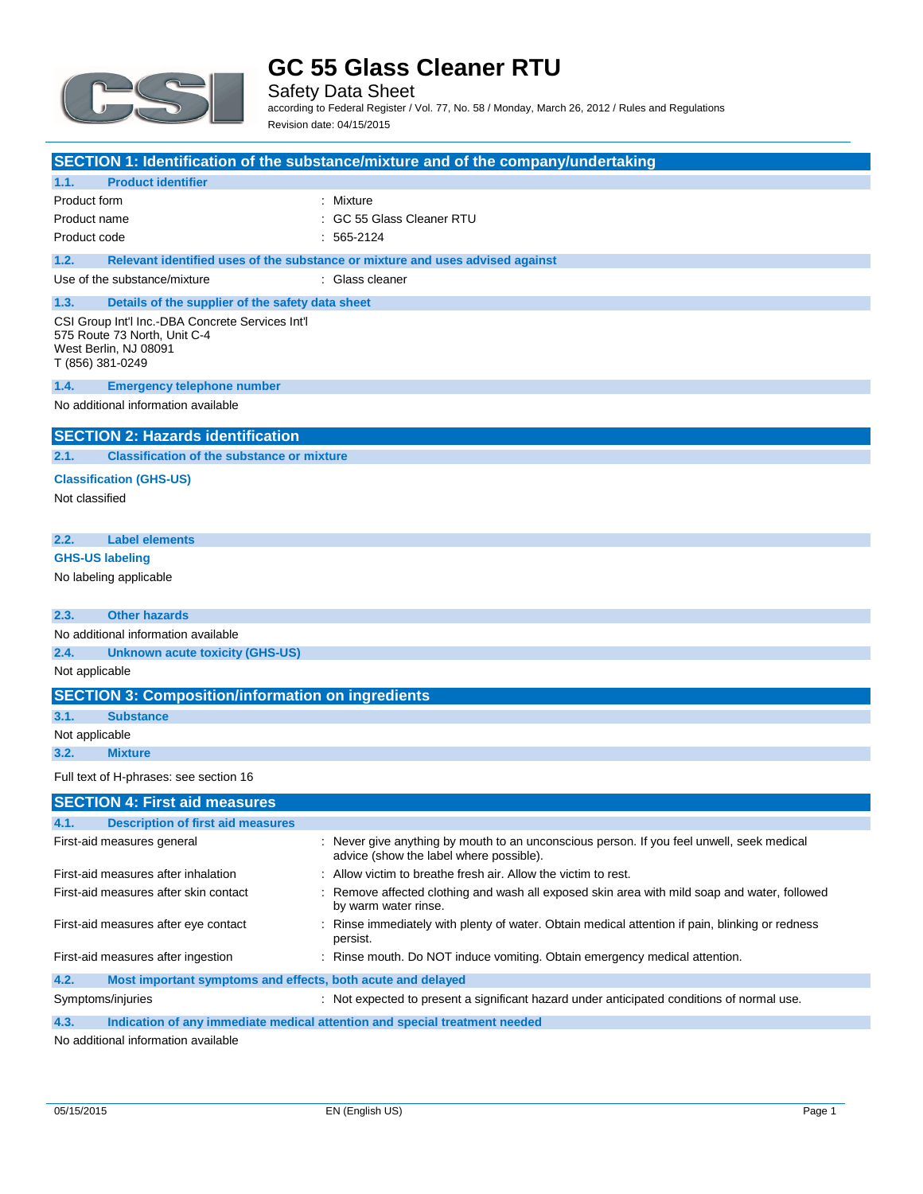# GC 55 Glass Cleaner RTU

Safety Data Sheet

according to Federal Register / Vol. 77, No. 58 / Monday, March 26, 2012 / Rules and Regulations

Revision date: 04/15/2015

## SECTION 1: Identification of the substance/mixture and of the company/undertaking

### 1.1. Product identifier

| | |
|---|---|
| Product form | : Mixture |
| Product name | : GC 55 Glass Cleaner RTU |
| Product code | : 565-2124 |

### 1.2. Relevant identified uses of the substance or mixture and uses advised against

| | |
|---|---|
| Use of the substance/mixture | : Glass cleaner |

### 1.3. Details of the supplier of the safety data sheet

CSI Group Int'l Inc.-DBA Concrete Services Int'l
575 Route 73 North, Unit C-4
West Berlin, NJ 08091
T (856) 381-0249

### 1.4. Emergency telephone number

No additional information available

## SECTION 2: Hazards identification

### 2.1. Classification of the substance or mixture

**Classification (GHS-US)**

Not classified

### 2.2. Label elements

**GHS-US labeling**

No labeling applicable

### 2.3. Other hazards

No additional information available

### 2.4. Unknown acute toxicity (GHS-US)

Not applicable

## SECTION 3: Composition/information on ingredients

### 3.1. Substance

Not applicable

### 3.2. Mixture

Full text of H-phrases: see section 16

## SECTION 4: First aid measures

### 4.1. Description of first aid measures

| | |
|---|---|
| First-aid measures general | : Never give anything by mouth to an unconscious person. If you feel unwell, seek medical advice (show the label where possible). |
| First-aid measures after inhalation | : Allow victim to breathe fresh air. Allow the victim to rest. |
| First-aid measures after skin contact | : Remove affected clothing and wash all exposed skin area with mild soap and water, followed by warm water rinse. |
| First-aid measures after eye contact | : Rinse immediately with plenty of water. Obtain medical attention if pain, blinking or redness persist. |
| First-aid measures after ingestion | : Rinse mouth. Do NOT induce vomiting. Obtain emergency medical attention. |

### 4.2. Most important symptoms and effects, both acute and delayed

| | |
|---|---|
| Symptoms/injuries | : Not expected to present a significant hazard under anticipated conditions of normal use. |

### 4.3. Indication of any immediate medical attention and special treatment needed

No additional information available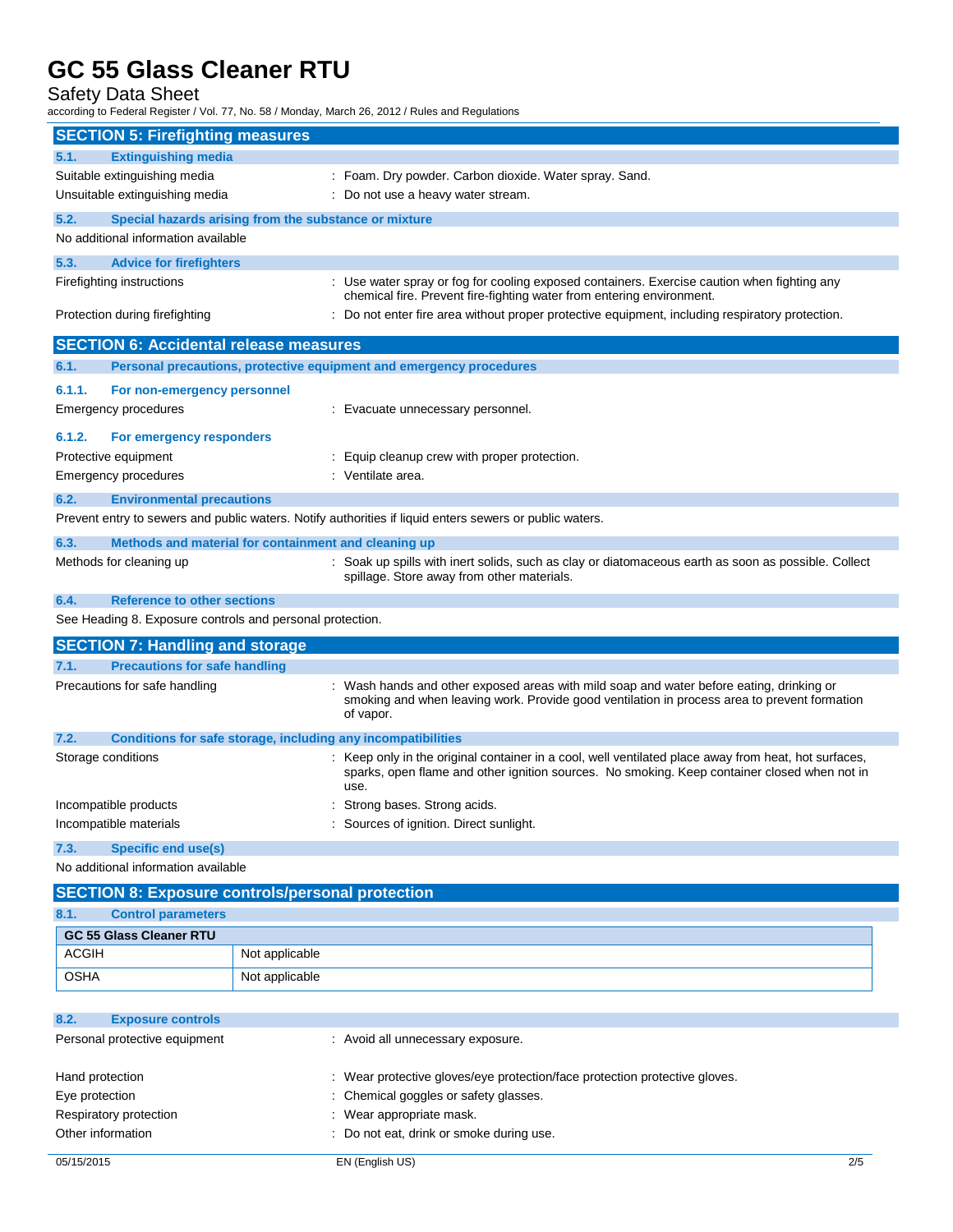## SECTION 5: Firefighting measures

### 5.1. Extinguishing media

Suitable extinguishing media : Foam. Dry powder. Carbon dioxide. Water spray. Sand.

Unsuitable extinguishing media : Do not use a heavy water stream.

### 5.2. Special hazards arising from the substance or mixture

No additional information available

### 5.3. Advice for firefighters

Firefighting instructions : Use water spray or fog for cooling exposed containers. Exercise caution when fighting any chemical fire. Prevent fire-fighting water from entering environment.

Protection during firefighting : Do not enter fire area without proper protective equipment, including respiratory protection.

## SECTION 6: Accidental release measures

### 6.1. Personal precautions, protective equipment and emergency procedures

#### 6.1.1. For non-emergency personnel

Emergency procedures : Evacuate unnecessary personnel.

#### 6.1.2. For emergency responders

Protective equipment : Equip cleanup crew with proper protection.

Emergency procedures : Ventilate area.

### 6.2. Environmental precautions

Prevent entry to sewers and public waters. Notify authorities if liquid enters sewers or public waters.

### 6.3. Methods and material for containment and cleaning up

Methods for cleaning up : Soak up spills with inert solids, such as clay or diatomaceous earth as soon as possible. Collect spillage. Store away from other materials.

### 6.4. Reference to other sections

See Heading 8. Exposure controls and personal protection.

## SECTION 7: Handling and storage

### 7.1. Precautions for safe handling

Precautions for safe handling : Wash hands and other exposed areas with mild soap and water before eating, drinking or smoking and when leaving work. Provide good ventilation in process area to prevent formation of vapor.

### 7.2. Conditions for safe storage, including any incompatibilities

Storage conditions : Keep only in the original container in a cool, well ventilated place away from heat, hot surfaces, sparks, open flame and other ignition sources. No smoking. Keep container closed when not in use.

Incompatible products : Strong bases. Strong acids.

Incompatible materials : Sources of ignition. Direct sunlight.

### 7.3. Specific end use(s)

No additional information available

## SECTION 8: Exposure controls/personal protection

### 8.1. Control parameters

| GC 55 Glass Cleaner RTU | |
|---|---|
| ACGIH | Not applicable |
| OSHA | Not applicable |

### 8.2. Exposure controls

Personal protective equipment : Avoid all unnecessary exposure.

Hand protection : Wear protective gloves/eye protection/face protection protective gloves.

Eye protection : Chemical goggles or safety glasses.

Respiratory protection : Wear appropriate mask.

Other information : Do not eat, drink or smoke during use.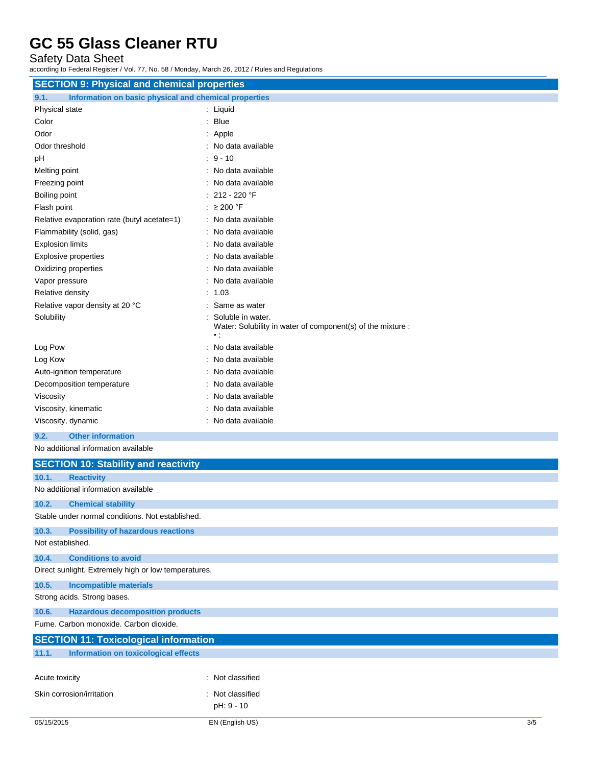## SECTION 9: Physical and chemical properties

### 9.1. Information on basic physical and chemical properties

| Property | Value |
|---|---|
| Physical state | : Liquid |
| Color | : Blue |
| Odor | : Apple |
| Odor threshold | : No data available |
| pH | : 9 - 10 |
| Melting point | : No data available |
| Freezing point | : No data available |
| Boiling point | : 212 - 220 °F |
| Flash point | : ≥ 200 °F |
| Relative evaporation rate (butyl acetate=1) | : No data available |
| Flammability (solid, gas) | : No data available |
| Explosion limits | : No data available |
| Explosive properties | : No data available |
| Oxidizing properties | : No data available |
| Vapor pressure | : No data available |
| Relative density | : 1.03 |
| Relative vapor density at 20 °C | : Same as water |
| Solubility | : Soluble in water.<br>Water: Solubility in water of component(s) of the mixture :<br>• : |
| Log Pow | : No data available |
| Log Kow | : No data available |
| Auto-ignition temperature | : No data available |
| Decomposition temperature | : No data available |
| Viscosity | : No data available |
| Viscosity, kinematic | : No data available |
| Viscosity, dynamic | : No data available |

### 9.2. Other information

No additional information available

## SECTION 10: Stability and reactivity

### 10.1. Reactivity

No additional information available

### 10.2. Chemical stability

Stable under normal conditions. Not established.

### 10.3. Possibility of hazardous reactions

Not established.

### 10.4. Conditions to avoid

Direct sunlight. Extremely high or low temperatures.

### 10.5. Incompatible materials

Strong acids. Strong bases.

### 10.6. Hazardous decomposition products

Fume. Carbon monoxide. Carbon dioxide.

## SECTION 11: Toxicological information

### 11.1. Information on toxicological effects

| Property | Value |
|---|---|
| Acute toxicity | : Not classified |
| Skin corrosion/irritation | : Not classified<br>pH: 9 - 10 |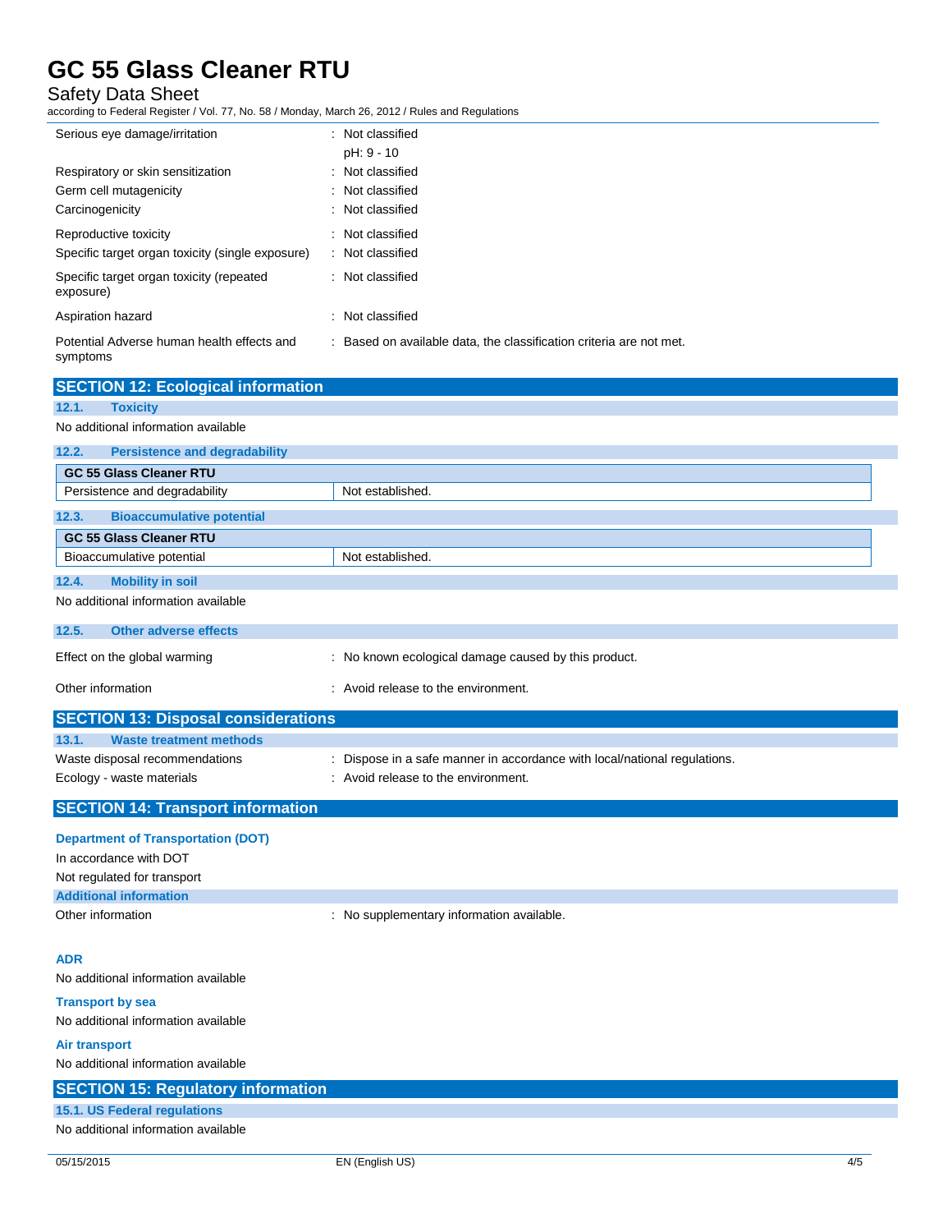| | |
|---|---|
| Serious eye damage/irritation | : Not classified<br>pH: 9 - 10 |
| Respiratory or skin sensitization | : Not classified |
| Germ cell mutagenicity | : Not classified |
| Carcinogenicity | : Not classified |
| Reproductive toxicity | : Not classified |
| Specific target organ toxicity (single exposure) | : Not classified |
| Specific target organ toxicity (repeated exposure) | : Not classified |
| Aspiration hazard | : Not classified |
| Potential Adverse human health effects and symptoms | : Based on available data, the classification criteria are not met. |

## SECTION 12: Ecological information

### 12.1. Toxicity

No additional information available

### 12.2. Persistence and degradability

| GC 55 Glass Cleaner RTU | |
|---|---|
| Persistence and degradability | Not established. |

### 12.3. Bioaccumulative potential

| GC 55 Glass Cleaner RTU | |
|---|---|
| Bioaccumulative potential | Not established. |

### 12.4. Mobility in soil

No additional information available

### 12.5. Other adverse effects

| | |
|---|---|
| Effect on the global warming | : No known ecological damage caused by this product. |
| Other information | : Avoid release to the environment. |

## SECTION 13: Disposal considerations

### 13.1. Waste treatment methods

| | |
|---|---|
| Waste disposal recommendations | : Dispose in a safe manner in accordance with local/national regulations. |
| Ecology - waste materials | : Avoid release to the environment. |

## SECTION 14: Transport information

**Department of Transportation (DOT)**

In accordance with DOT

Not regulated for transport

**Additional information**

| | |
|---|---|
| Other information | : No supplementary information available. |

**ADR**

No additional information available

**Transport by sea**

No additional information available

**Air transport**

No additional information available

## SECTION 15: Regulatory information

### 15.1. US Federal regulations

No additional information available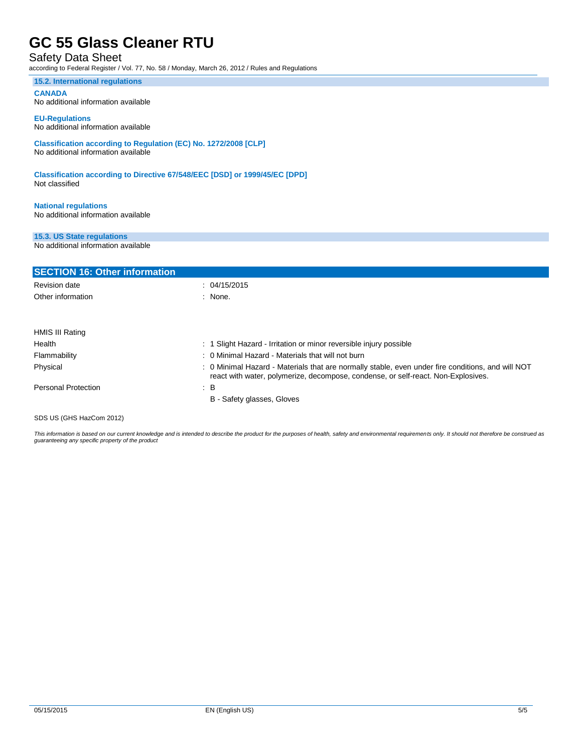### 15.2. International regulations

**CANADA**

No additional information available

**EU-Regulations**

No additional information available

**Classification according to Regulation (EC) No. 1272/2008 [CLP]**

No additional information available

**Classification according to Directive 67/548/EEC [DSD] or 1999/45/EC [DPD]**

Not classified

**National regulations**

No additional information available

### 15.3. US State regulations

No additional information available

## SECTION 16: Other information

| | |
|---|---|
| Revision date | : 04/15/2015 |
| Other information | : None. |

| | |
|---|---|
| HMIS III Rating | |
| Health | : 1 Slight Hazard - Irritation or minor reversible injury possible |
| Flammability | : 0 Minimal Hazard - Materials that will not burn |
| Physical | : 0 Minimal Hazard - Materials that are normally stable, even under fire conditions, and will NOT react with water, polymerize, decompose, condense, or self-react. Non-Explosives. |
| Personal Protection | : B<br>B - Safety glasses, Gloves |

SDS US (GHS HazCom 2012)

*This information is based on our current knowledge and is intended to describe the product for the purposes of health, safety and environmental requirements only. It should not therefore be construed as guaranteeing any specific property of the product*